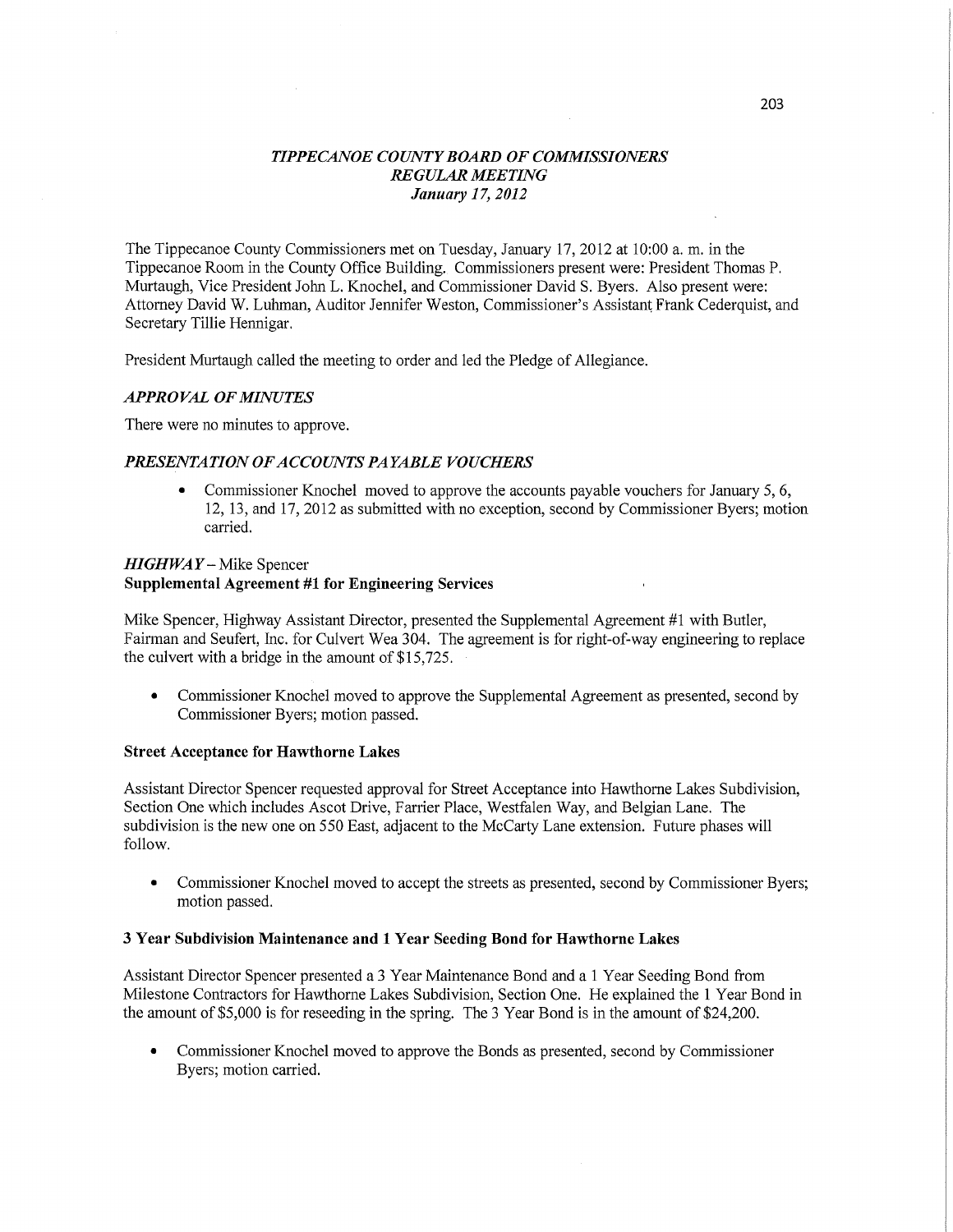# *TIPPECANOE COUNTY BOARD OF COMMISSIONERS*
## *REGULAR MEETING*
### *January 17, 2012*

The Tippecanoe County Commissioners met on Tuesday, January 17, 2012 at 10:00 a. m. in the Tippecanoe Room in the County Office Building. Commissioners present were: President Thomas P. Murtaugh, Vice President John L. Knochel, and Commissioner David S. Byers. Also present were: Attorney David W. Luhman, Auditor Jennifer Weston, Commissioner's Assistant Frank Cederquist, and Secretary Tillie Hennigar.

President Murtaugh called the meeting to order and led the Pledge of Allegiance.

### *APPROVAL OF MINUTES*

There were no minutes to approve.

### *PRESENTATION OF ACCOUNTS PAYABLE VOUCHERS*

- Commissioner Knochel moved to approve the accounts payable vouchers for January 5, 6, 12, 13, and 17, 2012 as submitted with no exception, second by Commissioner Byers; motion carried.

### *HIGHWAY* – Mike Spencer

**Supplemental Agreement #1 for Engineering Services**

Mike Spencer, Highway Assistant Director, presented the Supplemental Agreement #1 with Butler, Fairman and Seufert, Inc. for Culvert Wea 304. The agreement is for right-of-way engineering to replace the culvert with a bridge in the amount of $15,725.

- Commissioner Knochel moved to approve the Supplemental Agreement as presented, second by Commissioner Byers; motion passed.

**Street Acceptance for Hawthorne Lakes**

Assistant Director Spencer requested approval for Street Acceptance into Hawthorne Lakes Subdivision, Section One which includes Ascot Drive, Farrier Place, Westfalen Way, and Belgian Lane. The subdivision is the new one on 550 East, adjacent to the McCarty Lane extension. Future phases will follow.

- Commissioner Knochel moved to accept the streets as presented, second by Commissioner Byers; motion passed.

**3 Year Subdivision Maintenance and 1 Year Seeding Bond for Hawthorne Lakes**

Assistant Director Spencer presented a 3 Year Maintenance Bond and a 1 Year Seeding Bond from Milestone Contractors for Hawthorne Lakes Subdivision, Section One. He explained the 1 Year Bond in the amount of $5,000 is for reseeding in the spring. The 3 Year Bond is in the amount of $24,200.

- Commissioner Knochel moved to approve the Bonds as presented, second by Commissioner Byers; motion carried.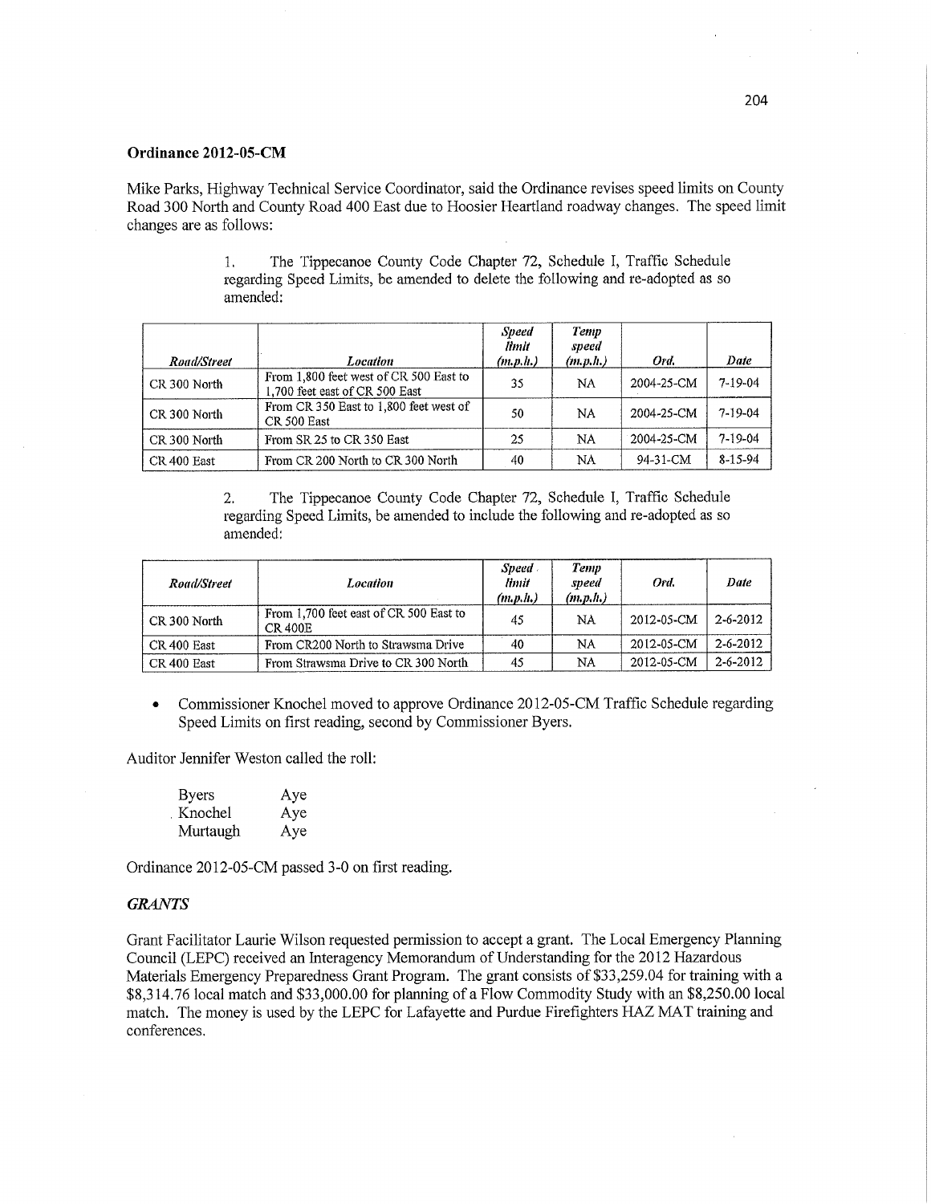## Ordinance 2012-05-CM

Mike Parks, Highway Technical Service Coordinator, said the Ordinance revises speed limits on County Road 300 North and County Road 400 East due to Hoosier Heartland roadway changes. The speed limit changes are as follows:

1. The Tippecanoe County Code Chapter 72, Schedule I, Traffic Schedule regarding Speed Limits, be amended to delete the following and re-adopted as so amended:

| *Road/Street* | *Location* | *Speed limit (m.p.h.)* | *Temp speed (m.p.h.)* | *Ord.* | *Date* |
|---|---|---|---|---|---|
| CR 300 North | From 1,800 feet west of CR 500 East to 1,700 feet east of CR 500 East | 35 | NA | 2004-25-CM | 7-19-04 |
| CR 300 North | From CR 350 East to 1,800 feet west of CR 500 East | 50 | NA | 2004-25-CM | 7-19-04 |
| CR 300 North | From SR 25 to CR 350 East | 25 | NA | 2004-25-CM | 7-19-04 |
| CR 400 East | From CR 200 North to CR 300 North | 40 | NA | 94-31-CM | 8-15-94 |

2. The Tippecanoe County Code Chapter 72, Schedule I, Traffic Schedule regarding Speed Limits, be amended to include the following and re-adopted as so amended:

| *Road/Street* | *Location* | *Speed limit (m.p.h.)* | *Temp speed (m.p.h.)* | *Ord.* | *Date* |
|---|---|---|---|---|---|
| CR 300 North | From 1,700 feet east of CR 500 East to CR 400E | 45 | NA | 2012-05-CM | 2-6-2012 |
| CR 400 East | From CR200 North to Strawsma Drive | 40 | NA | 2012-05-CM | 2-6-2012 |
| CR 400 East | From Strawsma Drive to CR 300 North | 45 | NA | 2012-05-CM | 2-6-2012 |

- Commissioner Knochel moved to approve Ordinance 2012-05-CM Traffic Schedule regarding Speed Limits on first reading, second by Commissioner Byers.

Auditor Jennifer Weston called the roll:

| | |
|---|---|
| Byers | Aye |
| Knochel | Aye |
| Murtaugh | Aye |

Ordinance 2012-05-CM passed 3-0 on first reading.

### *GRANTS*

Grant Facilitator Laurie Wilson requested permission to accept a grant. The Local Emergency Planning Council (LEPC) received an Interagency Memorandum of Understanding for the 2012 Hazardous Materials Emergency Preparedness Grant Program. The grant consists of $33,259.04 for training with a $8,314.76 local match and $33,000.00 for planning of a Flow Commodity Study with an $8,250.00 local match. The money is used by the LEPC for Lafayette and Purdue Firefighters HAZ MAT training and conferences.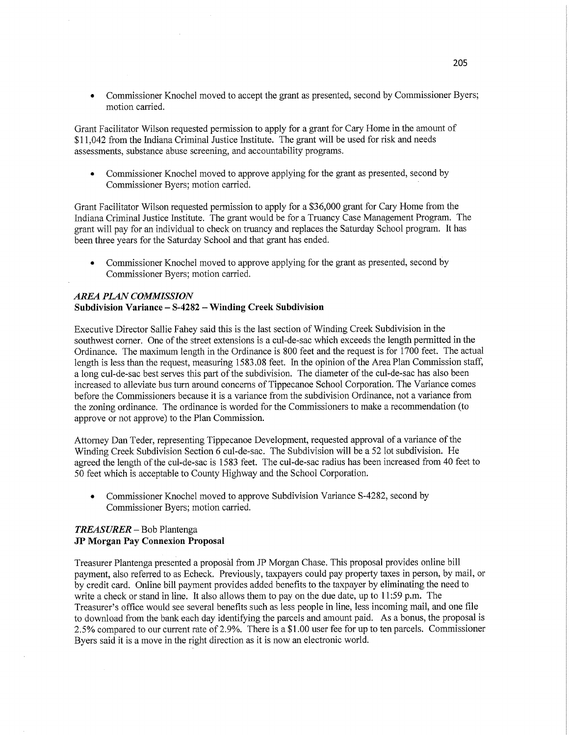- Commissioner Knochel moved to accept the grant as presented, second by Commissioner Byers; motion carried.

Grant Facilitator Wilson requested permission to apply for a grant for Cary Home in the amount of $11,042 from the Indiana Criminal Justice Institute. The grant will be used for risk and needs assessments, substance abuse screening, and accountability programs.

- Commissioner Knochel moved to approve applying for the grant as presented, second by Commissioner Byers; motion carried.

Grant Facilitator Wilson requested permission to apply for a $36,000 grant for Cary Home from the Indiana Criminal Justice Institute. The grant would be for a Truancy Case Management Program. The grant will pay for an individual to check on truancy and replaces the Saturday School program. It has been three years for the Saturday School and that grant has ended.

- Commissioner Knochel moved to approve applying for the grant as presented, second by Commissioner Byers; motion carried.

### *AREA PLAN COMMISSION*
**Subdivision Variance – S-4282 – Winding Creek Subdivision**

Executive Director Sallie Fahey said this is the last section of Winding Creek Subdivision in the southwest corner. One of the street extensions is a cul-de-sac which exceeds the length permitted in the Ordinance. The maximum length in the Ordinance is 800 feet and the request is for 1700 feet. The actual length is less than the request, measuring 1583.08 feet. In the opinion of the Area Plan Commission staff, a long cul-de-sac best serves this part of the subdivision. The diameter of the cul-de-sac has also been increased to alleviate bus turn around concerns of Tippecanoe School Corporation. The Variance comes before the Commissioners because it is a variance from the subdivision Ordinance, not a variance from the zoning ordinance. The ordinance is worded for the Commissioners to make a recommendation (to approve or not approve) to the Plan Commission.

Attorney Dan Teder, representing Tippecanoe Development, requested approval of a variance of the Winding Creek Subdivision Section 6 cul-de-sac. The Subdivision will be a 52 lot subdivision. He agreed the length of the cul-de-sac is 1583 feet. The cul-de-sac radius has been increased from 40 feet to 50 feet which is acceptable to County Highway and the School Corporation.

- Commissioner Knochel moved to approve Subdivision Variance S-4282, second by Commissioner Byers; motion carried.

### *TREASURER* – Bob Plantenga
**JP Morgan Pay Connexion Proposal**

Treasurer Plantenga presented a proposal from JP Morgan Chase. This proposal provides online bill payment, also referred to as Echeck. Previously, taxpayers could pay property taxes in person, by mail, or by credit card. Online bill payment provides added benefits to the taxpayer by eliminating the need to write a check or stand in line. It also allows them to pay on the due date, up to 11:59 p.m. The Treasurer's office would see several benefits such as less people in line, less incoming mail, and one file to download from the bank each day identifying the parcels and amount paid. As a bonus, the proposal is 2.5% compared to our current rate of 2.9%. There is a $1.00 user fee for up to ten parcels. Commissioner Byers said it is a move in the right direction as it is now an electronic world.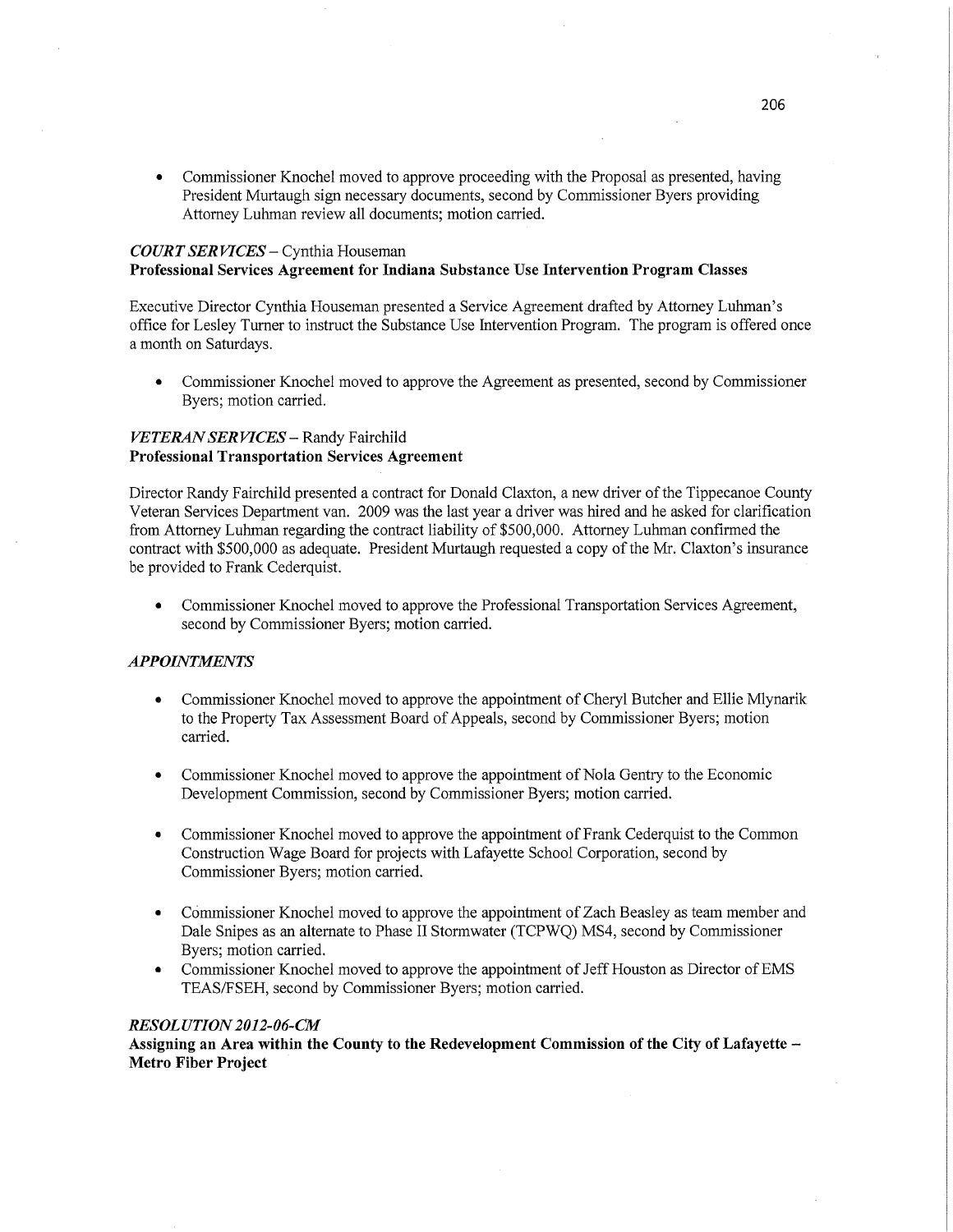- Commissioner Knochel moved to approve proceeding with the Proposal as presented, having President Murtaugh sign necessary documents, second by Commissioner Byers providing Attorney Luhman review all documents; motion carried.

***COURT SERVICES*** – Cynthia Houseman
**Professional Services Agreement for Indiana Substance Use Intervention Program Classes**

Executive Director Cynthia Houseman presented a Service Agreement drafted by Attorney Luhman's office for Lesley Turner to instruct the Substance Use Intervention Program. The program is offered once a month on Saturdays.

- Commissioner Knochel moved to approve the Agreement as presented, second by Commissioner Byers; motion carried.

***VETERAN SERVICES*** – Randy Fairchild
**Professional Transportation Services Agreement**

Director Randy Fairchild presented a contract for Donald Claxton, a new driver of the Tippecanoe County Veteran Services Department van. 2009 was the last year a driver was hired and he asked for clarification from Attorney Luhman regarding the contract liability of $500,000. Attorney Luhman confirmed the contract with $500,000 as adequate. President Murtaugh requested a copy of the Mr. Claxton's insurance be provided to Frank Cederquist.

- Commissioner Knochel moved to approve the Professional Transportation Services Agreement, second by Commissioner Byers; motion carried.

***APPOINTMENTS***

- Commissioner Knochel moved to approve the appointment of Cheryl Butcher and Ellie Mlynarik to the Property Tax Assessment Board of Appeals, second by Commissioner Byers; motion carried.

- Commissioner Knochel moved to approve the appointment of Nola Gentry to the Economic Development Commission, second by Commissioner Byers; motion carried.

- Commissioner Knochel moved to approve the appointment of Frank Cederquist to the Common Construction Wage Board for projects with Lafayette School Corporation, second by Commissioner Byers; motion carried.

- Commissioner Knochel moved to approve the appointment of Zach Beasley as team member and Dale Snipes as an alternate to Phase II Stormwater (TCPWQ) MS4, second by Commissioner Byers; motion carried.
- Commissioner Knochel moved to approve the appointment of Jeff Houston as Director of EMS TEAS/FSEH, second by Commissioner Byers; motion carried.

***RESOLUTION 2012-06-CM***
**Assigning an Area within the County to the Redevelopment Commission of the City of Lafayette – Metro Fiber Project**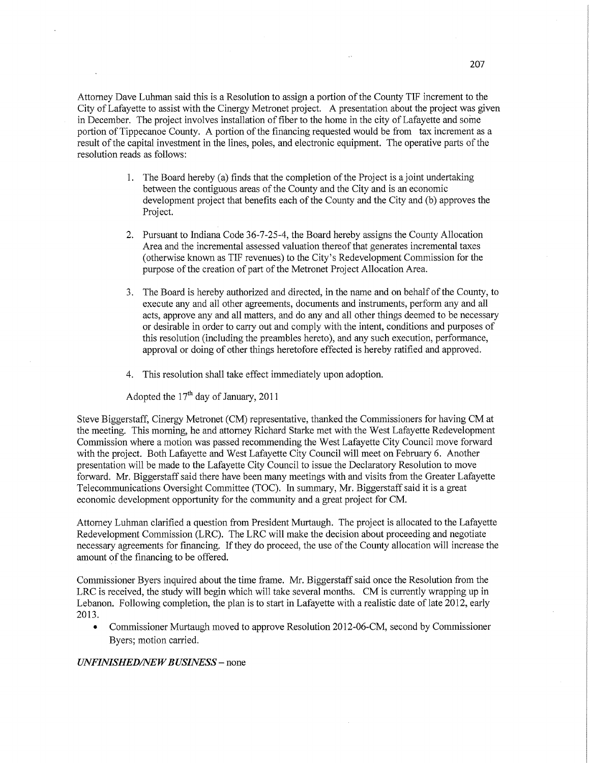Attorney Dave Luhman said this is a Resolution to assign a portion of the County TIF increment to the City of Lafayette to assist with the Cinergy Metronet project. A presentation about the project was given in December. The project involves installation of fiber to the home in the city of Lafayette and some portion of Tippecanoe County. A portion of the financing requested would be from tax increment as a result of the capital investment in the lines, poles, and electronic equipment. The operative parts of the resolution reads as follows:

1. The Board hereby (a) finds that the completion of the Project is a joint undertaking between the contiguous areas of the County and the City and is an economic development project that benefits each of the County and the City and (b) approves the Project.

2. Pursuant to Indiana Code 36-7-25-4, the Board hereby assigns the County Allocation Area and the incremental assessed valuation thereof that generates incremental taxes (otherwise known as TIF revenues) to the City's Redevelopment Commission for the purpose of the creation of part of the Metronet Project Allocation Area.

3. The Board is hereby authorized and directed, in the name and on behalf of the County, to execute any and all other agreements, documents and instruments, perform any and all acts, approve any and all matters, and do any and all other things deemed to be necessary or desirable in order to carry out and comply with the intent, conditions and purposes of this resolution (including the preambles hereto), and any such execution, performance, approval or doing of other things heretofore effected is hereby ratified and approved.

4. This resolution shall take effect immediately upon adoption.

Adopted the 17th day of January, 2011

Steve Biggerstaff, Cinergy Metronet (CM) representative, thanked the Commissioners for having CM at the meeting. This morning, he and attorney Richard Starke met with the West Lafayette Redevelopment Commission where a motion was passed recommending the West Lafayette City Council move forward with the project. Both Lafayette and West Lafayette City Council will meet on February 6. Another presentation will be made to the Lafayette City Council to issue the Declaratory Resolution to move forward. Mr. Biggerstaff said there have been many meetings with and visits from the Greater Lafayette Telecommunications Oversight Committee (TOC). In summary, Mr. Biggerstaff said it is a great economic development opportunity for the community and a great project for CM.

Attorney Luhman clarified a question from President Murtaugh. The project is allocated to the Lafayette Redevelopment Commission (LRC). The LRC will make the decision about proceeding and negotiate necessary agreements for financing. If they do proceed, the use of the County allocation will increase the amount of the financing to be offered.

Commissioner Byers inquired about the time frame. Mr. Biggerstaff said once the Resolution from the LRC is received, the study will begin which will take several months. CM is currently wrapping up in Lebanon. Following completion, the plan is to start in Lafayette with a realistic date of late 2012, early 2013.

- Commissioner Murtaugh moved to approve Resolution 2012-06-CM, second by Commissioner Byers; motion carried.

***UNFINISHED/NEW BUSINESS*** – none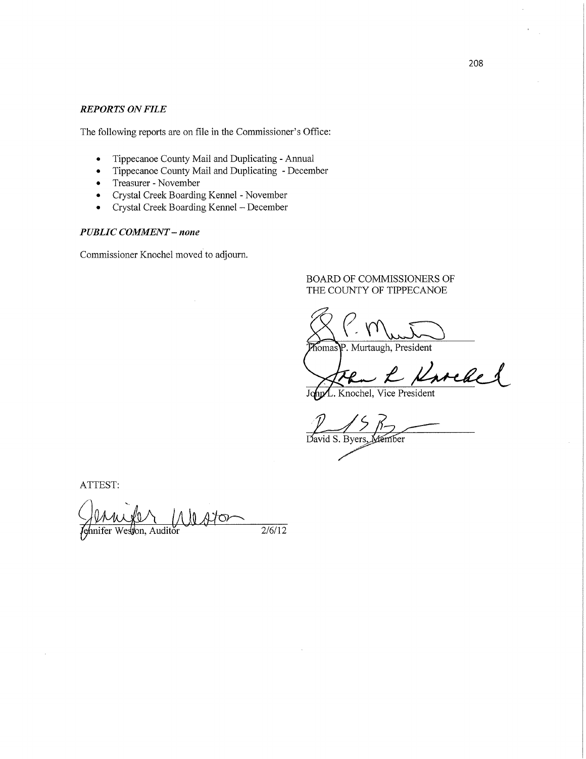***REPORTS ON FILE***

The following reports are on file in the Commissioner's Office:

- Tippecanoe County Mail and Duplicating - Annual
- Tippecanoe County Mail and Duplicating - December
- Treasurer - November
- Crystal Creek Boarding Kennel - November
- Crystal Creek Boarding Kennel – December

***PUBLIC COMMENT – none***

Commissioner Knochel moved to adjourn.

BOARD OF COMMISSIONERS OF
THE COUNTY OF TIPPECANOE

Thomas P. Murtaugh, President

John L. Knochel, Vice President

David S. Byers, Member

ATTEST:

Jennifer Weston, Auditor 2/6/12